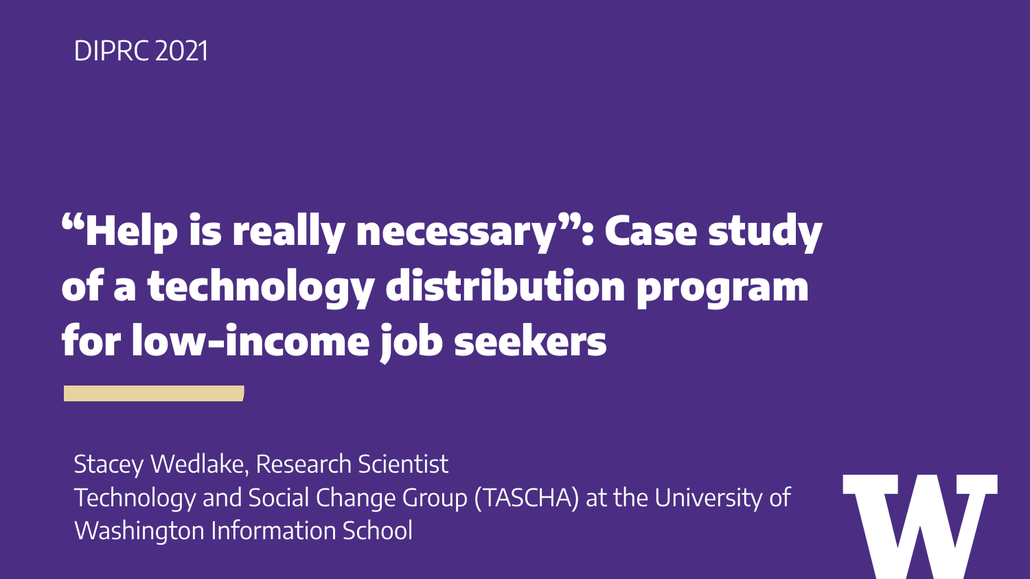DIPRC 2021

# "Help is really necessary": Case study of a technology distribution program for low-income job seekers

Stacey Wedlake, Research Scientist
Technology and Social Change Group (TASCHA) at the University of Washington Information School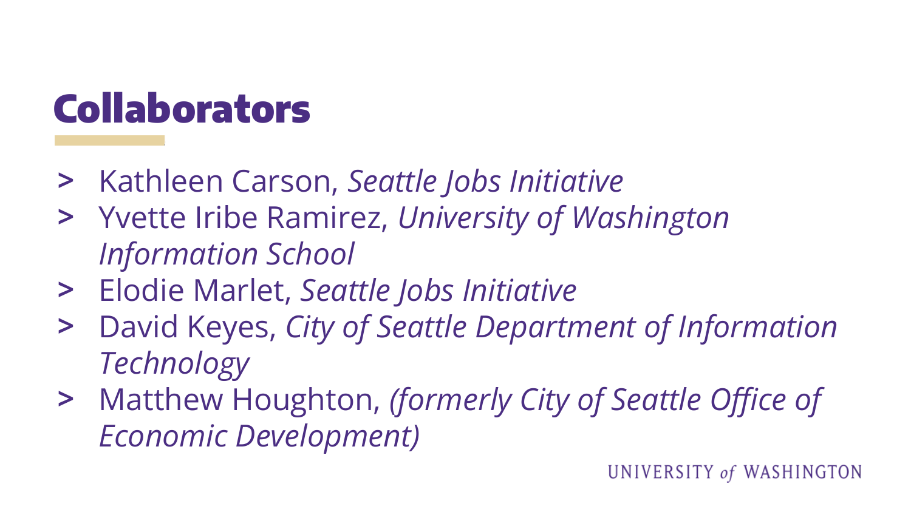# Collaborators

- Kathleen Carson, *Seattle Jobs Initiative*
- Yvette Iribe Ramirez, *University of Washington Information School*
- Elodie Marlet, *Seattle Jobs Initiative*
- David Keyes, *City of Seattle Department of Information Technology*
- Matthew Houghton, *(formerly City of Seattle Office of Economic Development)*

UNIVERSITY *of* WASHINGTON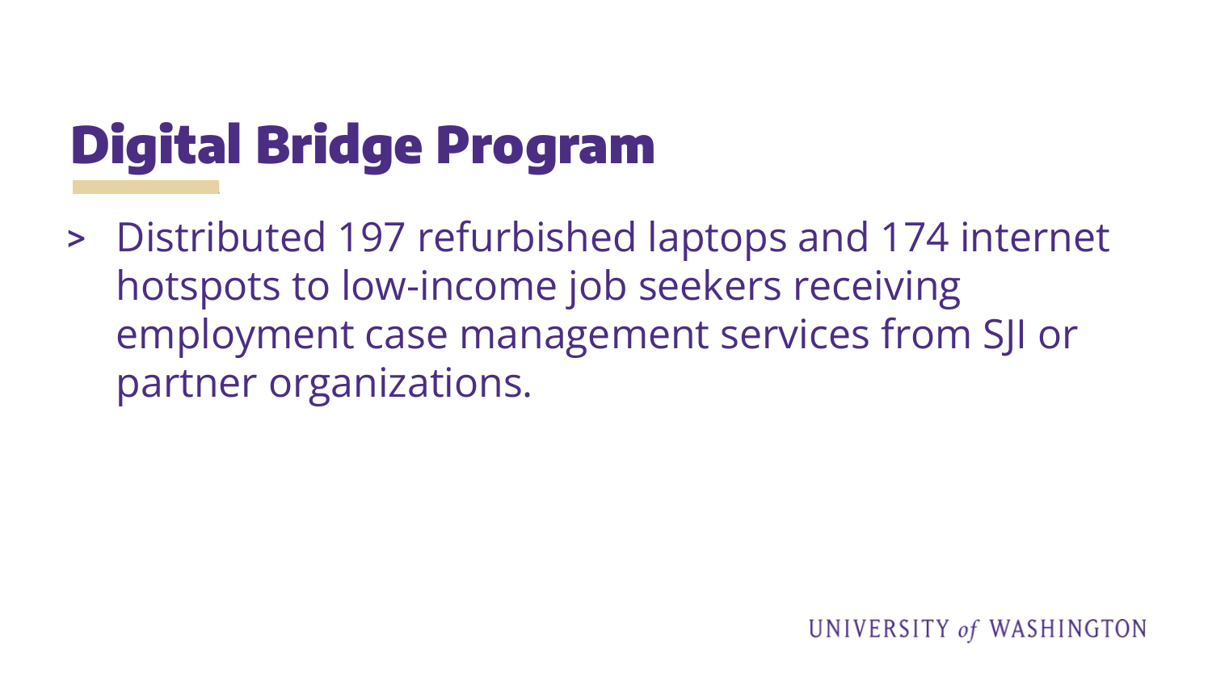# Digital Bridge Program

- Distributed 197 refurbished laptops and 174 internet hotspots to low-income job seekers receiving employment case management services from SJI or partner organizations.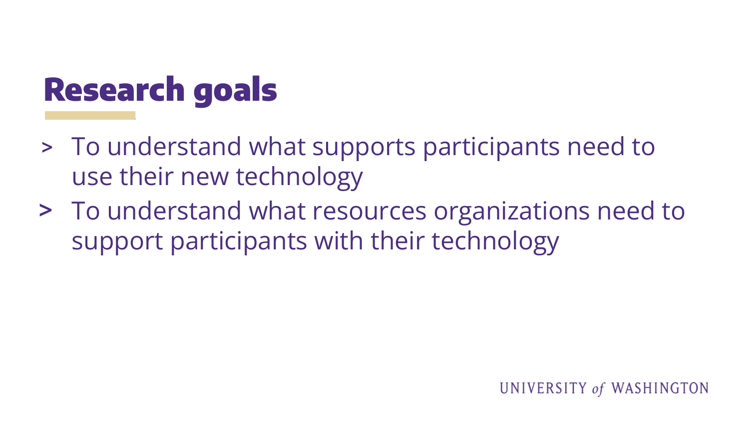# Research goals

- To understand what supports participants need to use their new technology
- To understand what resources organizations need to support participants with their technology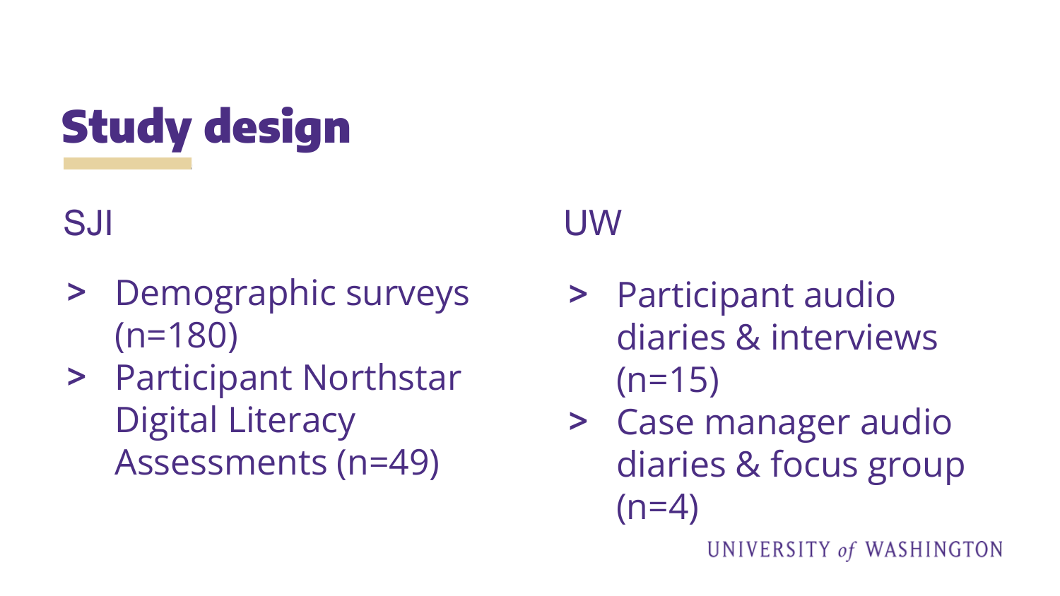# Study design

## SJI

- Demographic surveys (n=180)
- Participant Northstar Digital Literacy Assessments (n=49)

## UW

- Participant audio diaries & interviews (n=15)
- Case manager audio diaries & focus group (n=4)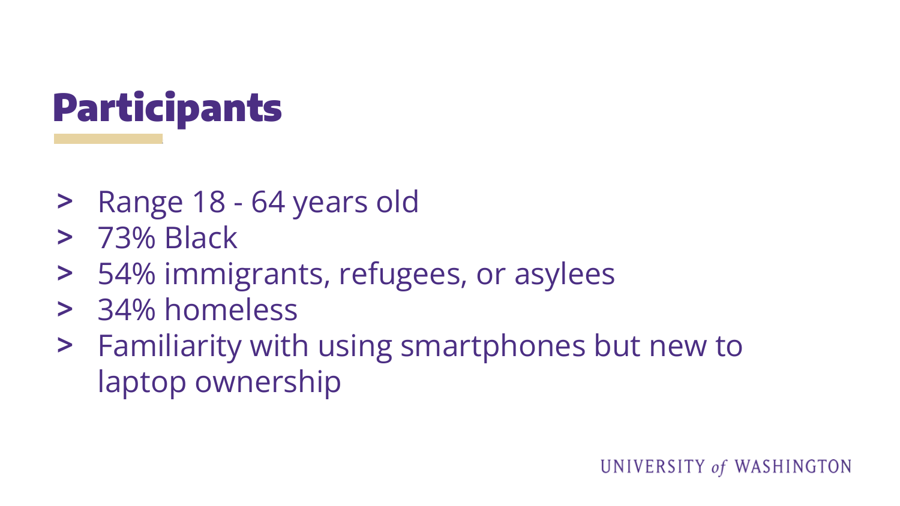# Participants

- Range 18 - 64 years old
- 73% Black
- 54% immigrants, refugees, or asylees
- 34% homeless
- Familiarity with using smartphones but new to laptop ownership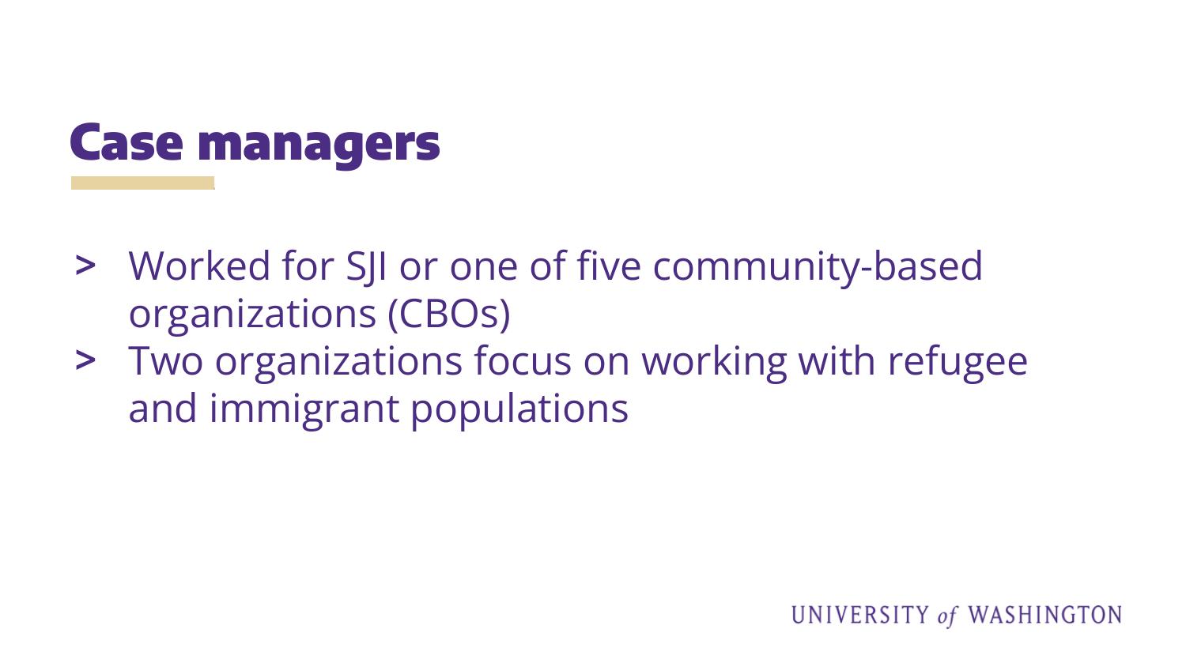# Case managers

- Worked for SJI or one of five community-based organizations (CBOs)
- Two organizations focus on working with refugee and immigrant populations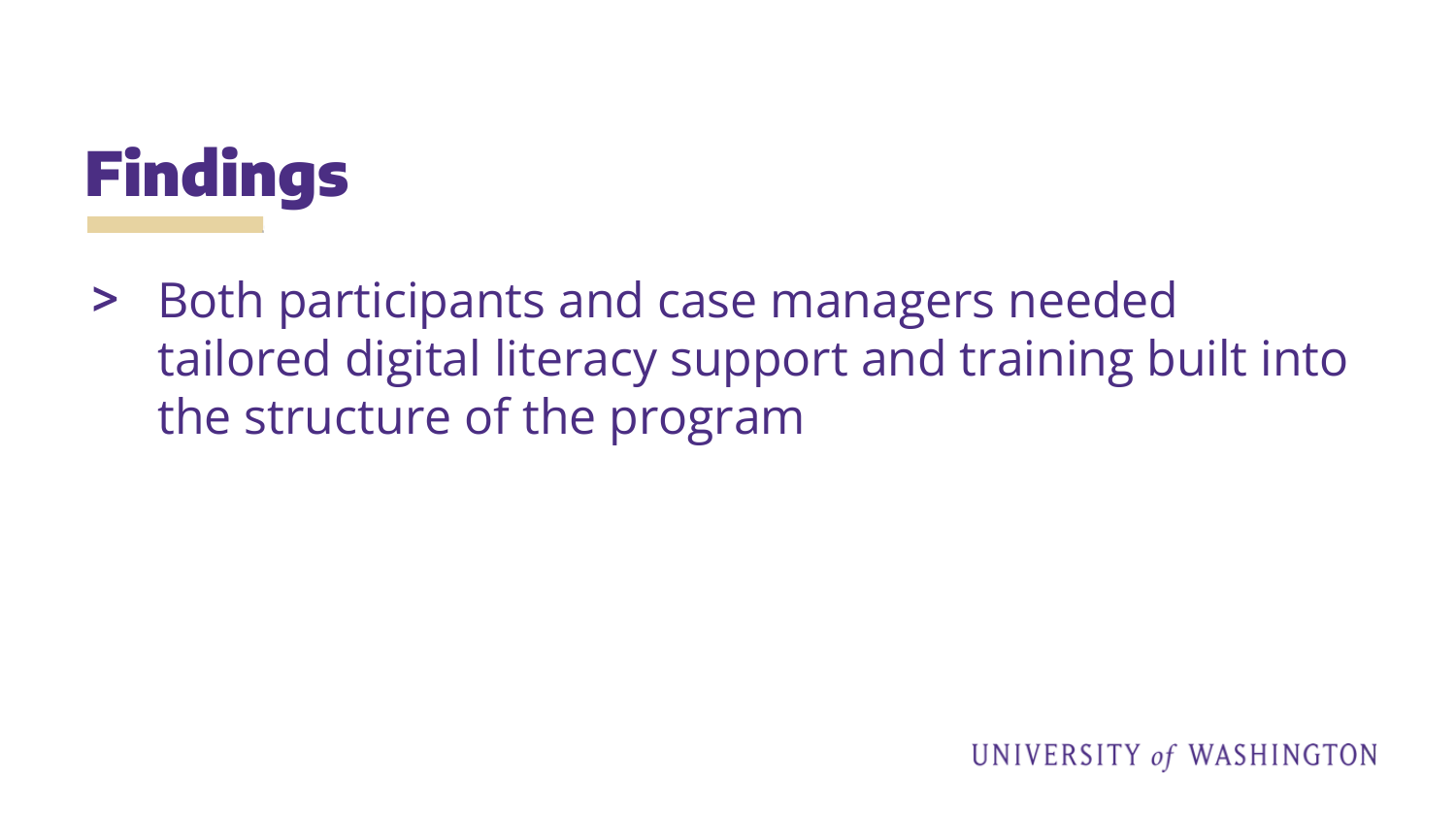# Findings

- Both participants and case managers needed tailored digital literacy support and training built into the structure of the program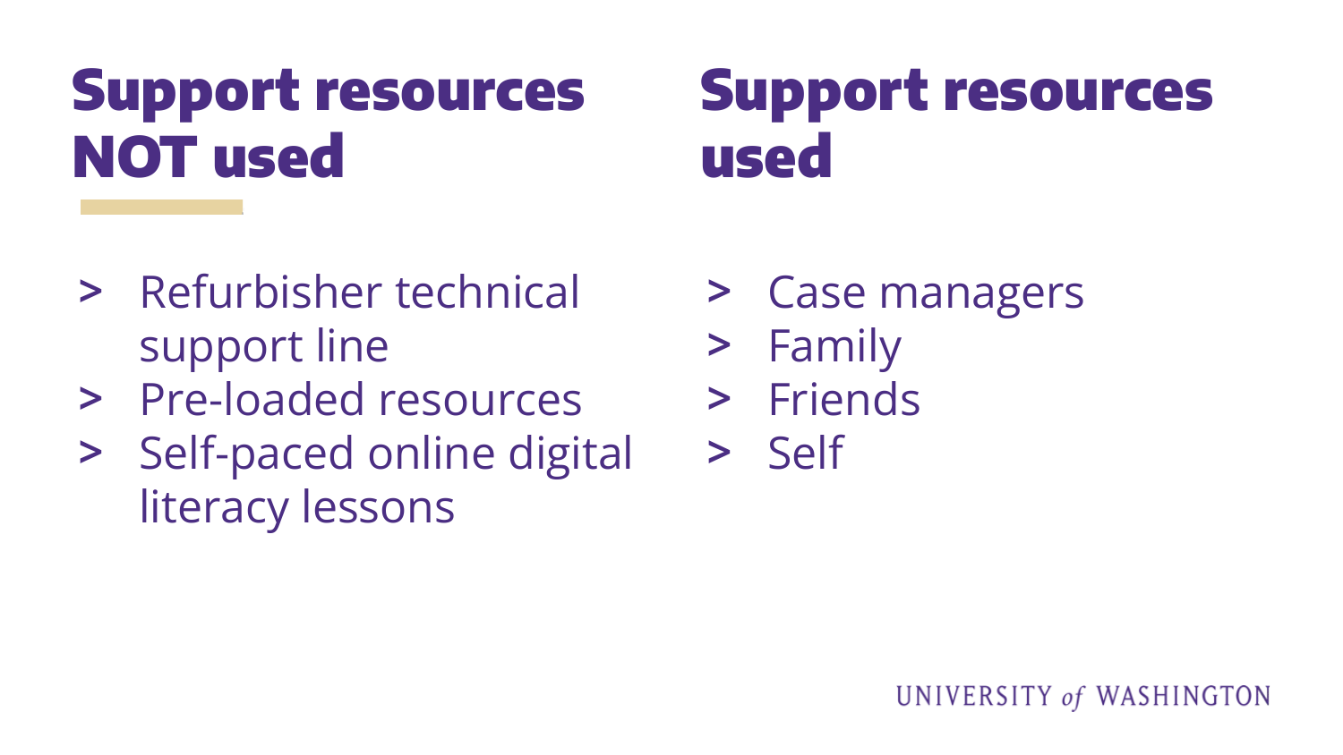## Support resources NOT used

- Refurbisher technical support line
- Pre-loaded resources
- Self-paced online digital literacy lessons

## Support resources used

- Case managers
- Family
- Friends
- Self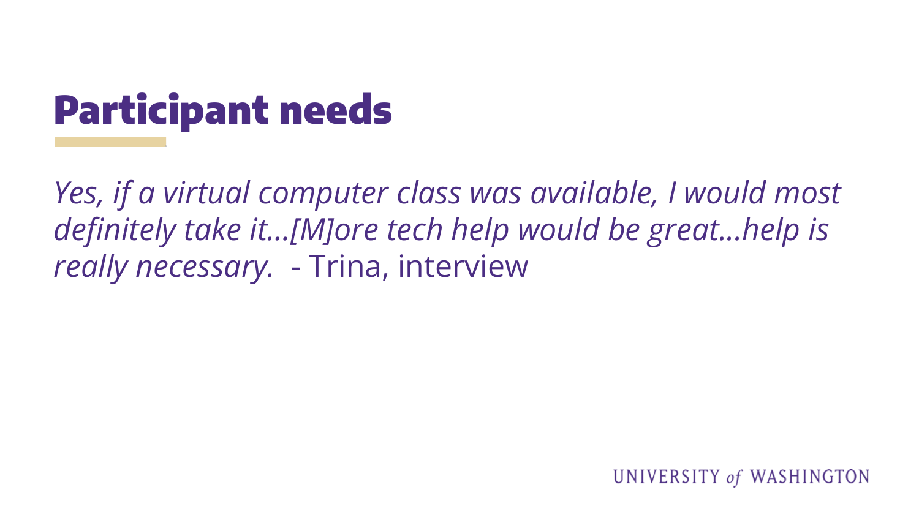# Participant needs

*Yes, if a virtual computer class was available, I would most definitely take it…[M]ore tech help would be great…help is really necessary.* - Trina, interview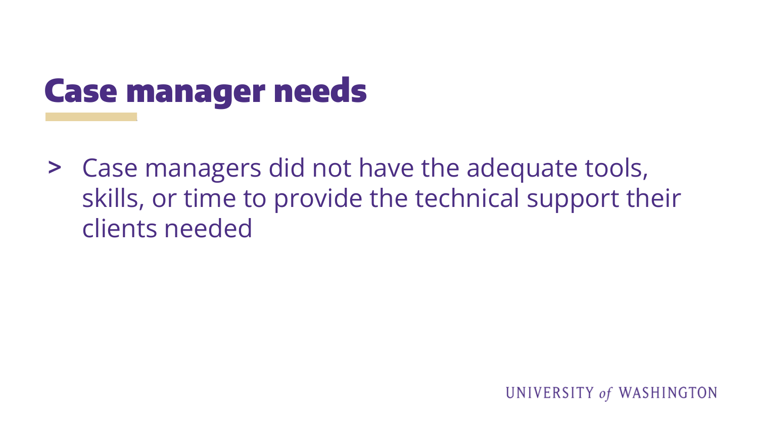# Case manager needs

- Case managers did not have the adequate tools, skills, or time to provide the technical support their clients needed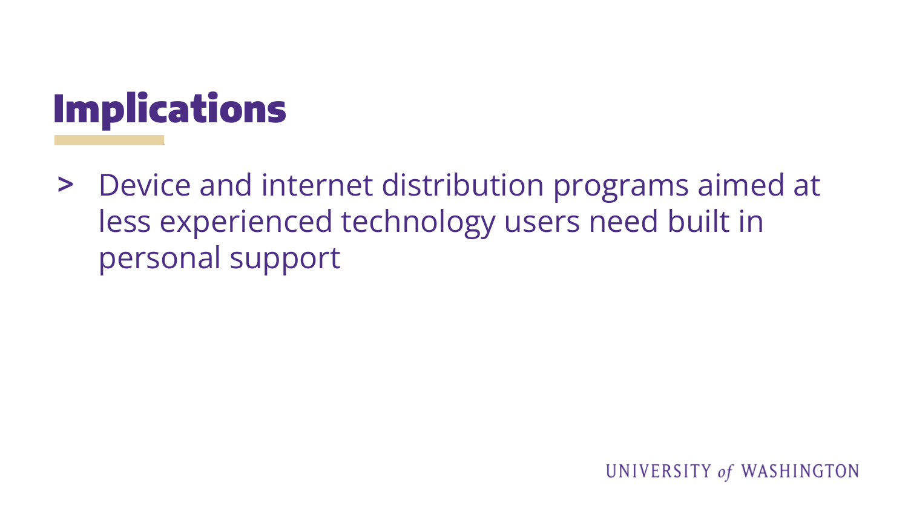# Implications

- Device and internet distribution programs aimed at less experienced technology users need built in personal support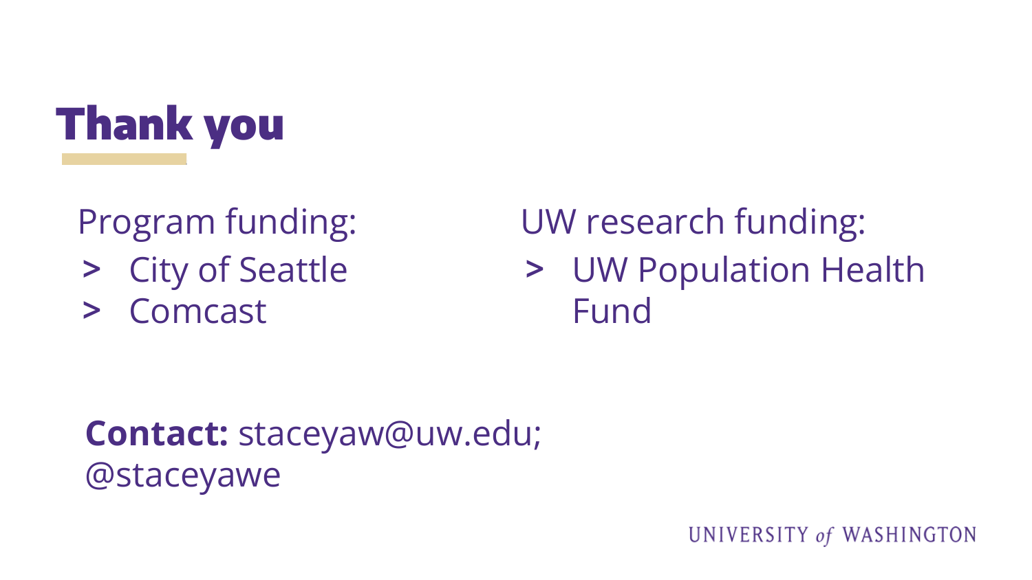# Thank you

Program funding:

- City of Seattle
- Comcast

UW research funding:

- UW Population Health Fund

**Contact:** staceyaw@uw.edu; @staceyawe

UNIVERSITY *of* WASHINGTON